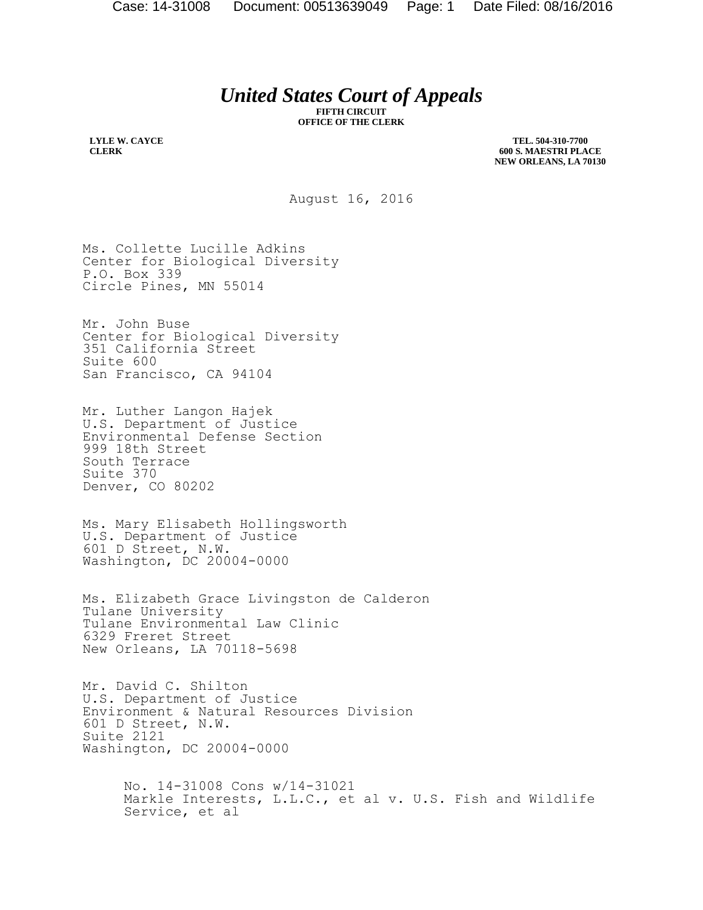# *United States Court of Appeals*

**FIFTH CIRCUIT**
**OFFICE OF THE CLERK**

**LYLE W. CAYCE**
**CLERK**

**TEL. 504-310-7700**
**600 S. MAESTRI PLACE**
**NEW ORLEANS, LA 70130**

August 16, 2016

Ms. Collette Lucille Adkins
Center for Biological Diversity
P.O. Box 339
Circle Pines, MN 55014

Mr. John Buse
Center for Biological Diversity
351 California Street
Suite 600
San Francisco, CA 94104

Mr. Luther Langon Hajek
U.S. Department of Justice
Environmental Defense Section
999 18th Street
South Terrace
Suite 370
Denver, CO 80202

Ms. Mary Elisabeth Hollingsworth
U.S. Department of Justice
601 D Street, N.W.
Washington, DC 20004-0000

Ms. Elizabeth Grace Livingston de Calderon
Tulane University
Tulane Environmental Law Clinic
6329 Freret Street
New Orleans, LA 70118-5698

Mr. David C. Shilton
U.S. Department of Justice
Environment & Natural Resources Division
601 D Street, N.W.
Suite 2121
Washington, DC 20004-0000

No. 14-31008 Cons w/14-31021
Markle Interests, L.L.C., et al v. U.S. Fish and Wildlife Service, et al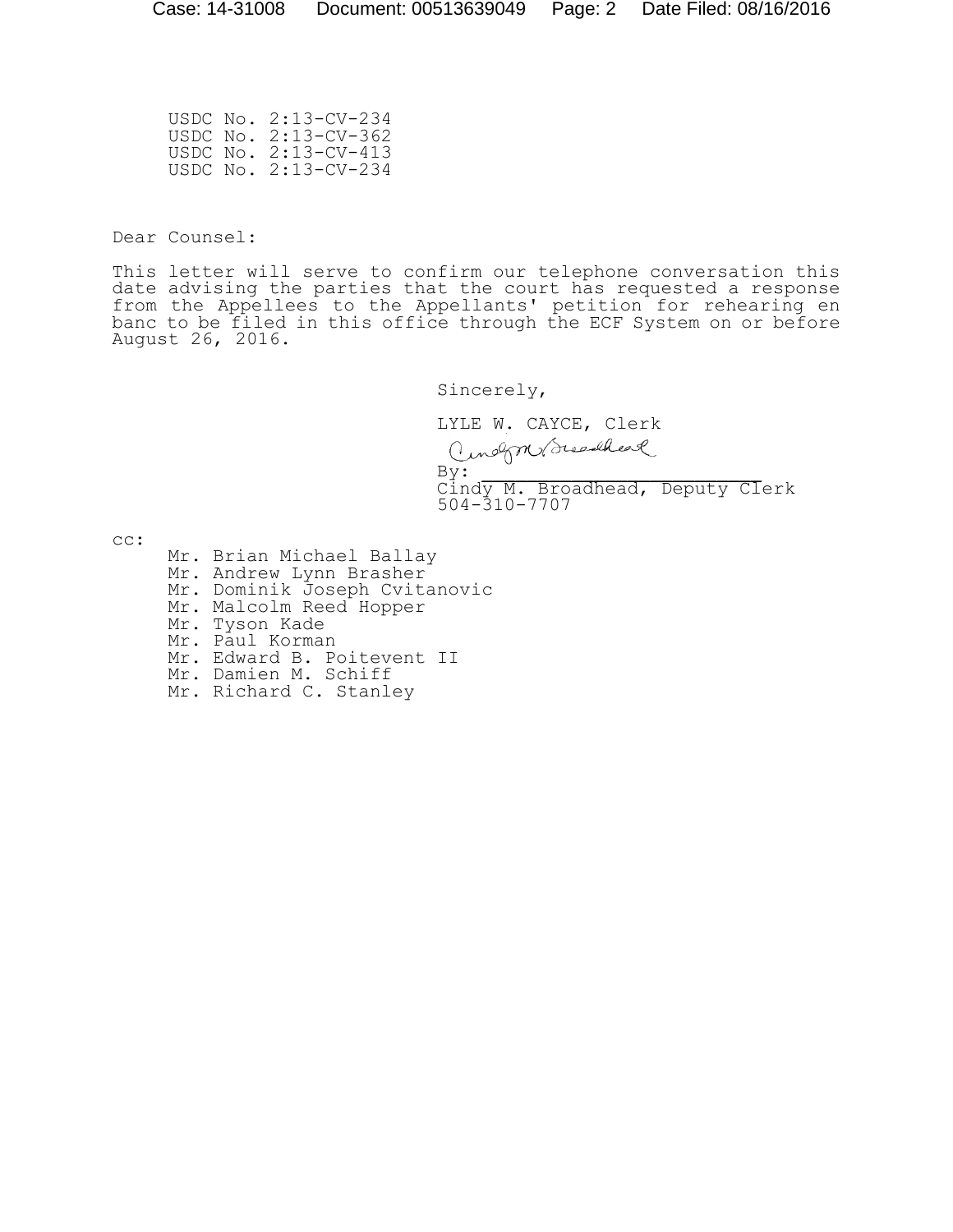USDC No. 2:13-CV-234
USDC No. 2:13-CV-362
USDC No. 2:13-CV-413
USDC No. 2:13-CV-234

Dear Counsel:

This letter will serve to confirm our telephone conversation this date advising the parties that the court has requested a response from the Appellees to the Appellants' petition for rehearing en banc to be filed in this office through the ECF System on or before August 26, 2016.

Sincerely,

LYLE W. CAYCE, Clerk

By: Cindy M. Broadhead

Cindy M. Broadhead, Deputy Clerk
504-310-7707

cc:
- Mr. Brian Michael Ballay
- Mr. Andrew Lynn Brasher
- Mr. Dominik Joseph Cvitanovic
- Mr. Malcolm Reed Hopper
- Mr. Tyson Kade
- Mr. Paul Korman
- Mr. Edward B. Poitevent II
- Mr. Damien M. Schiff
- Mr. Richard C. Stanley